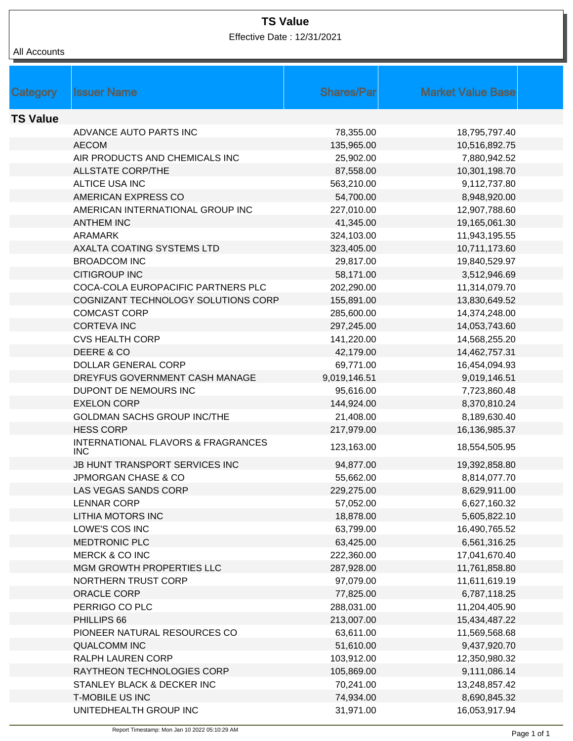# TS Value

Effective Date : 12/31/2021

All Accounts

| Category | Issuer Name | Shares/Par | Market Value Base |
|---|---|---|---|
| **TS Value** | | | |
| | ADVANCE AUTO PARTS INC | 78,355.00 | 18,795,797.40 |
| | AECOM | 135,965.00 | 10,516,892.75 |
| | AIR PRODUCTS AND CHEMICALS INC | 25,902.00 | 7,880,942.52 |
| | ALLSTATE CORP/THE | 87,558.00 | 10,301,198.70 |
| | ALTICE USA INC | 563,210.00 | 9,112,737.80 |
| | AMERICAN EXPRESS CO | 54,700.00 | 8,948,920.00 |
| | AMERICAN INTERNATIONAL GROUP INC | 227,010.00 | 12,907,788.60 |
| | ANTHEM INC | 41,345.00 | 19,165,061.30 |
| | ARAMARK | 324,103.00 | 11,943,195.55 |
| | AXALTA COATING SYSTEMS LTD | 323,405.00 | 10,711,173.60 |
| | BROADCOM INC | 29,817.00 | 19,840,529.97 |
| | CITIGROUP INC | 58,171.00 | 3,512,946.69 |
| | COCA-COLA EUROPACIFIC PARTNERS PLC | 202,290.00 | 11,314,079.70 |
| | COGNIZANT TECHNOLOGY SOLUTIONS CORP | 155,891.00 | 13,830,649.52 |
| | COMCAST CORP | 285,600.00 | 14,374,248.00 |
| | CORTEVA INC | 297,245.00 | 14,053,743.60 |
| | CVS HEALTH CORP | 141,220.00 | 14,568,255.20 |
| | DEERE & CO | 42,179.00 | 14,462,757.31 |
| | DOLLAR GENERAL CORP | 69,771.00 | 16,454,094.93 |
| | DREYFUS GOVERNMENT CASH MANAGE | 9,019,146.51 | 9,019,146.51 |
| | DUPONT DE NEMOURS INC | 95,616.00 | 7,723,860.48 |
| | EXELON CORP | 144,924.00 | 8,370,810.24 |
| | GOLDMAN SACHS GROUP INC/THE | 21,408.00 | 8,189,630.40 |
| | HESS CORP | 217,979.00 | 16,136,985.37 |
| | INTERNATIONAL FLAVORS & FRAGRANCES INC | 123,163.00 | 18,554,505.95 |
| | JB HUNT TRANSPORT SERVICES INC | 94,877.00 | 19,392,858.80 |
| | JPMORGAN CHASE & CO | 55,662.00 | 8,814,077.70 |
| | LAS VEGAS SANDS CORP | 229,275.00 | 8,629,911.00 |
| | LENNAR CORP | 57,052.00 | 6,627,160.32 |
| | LITHIA MOTORS INC | 18,878.00 | 5,605,822.10 |
| | LOWE'S COS INC | 63,799.00 | 16,490,765.52 |
| | MEDTRONIC PLC | 63,425.00 | 6,561,316.25 |
| | MERCK & CO INC | 222,360.00 | 17,041,670.40 |
| | MGM GROWTH PROPERTIES LLC | 287,928.00 | 11,761,858.80 |
| | NORTHERN TRUST CORP | 97,079.00 | 11,611,619.19 |
| | ORACLE CORP | 77,825.00 | 6,787,118.25 |
| | PERRIGO CO PLC | 288,031.00 | 11,204,405.90 |
| | PHILLIPS 66 | 213,007.00 | 15,434,487.22 |
| | PIONEER NATURAL RESOURCES CO | 63,611.00 | 11,569,568.68 |
| | QUALCOMM INC | 51,610.00 | 9,437,920.70 |
| | RALPH LAUREN CORP | 103,912.00 | 12,350,980.32 |
| | RAYTHEON TECHNOLOGIES CORP | 105,869.00 | 9,111,086.14 |
| | STANLEY BLACK & DECKER INC | 70,241.00 | 13,248,857.42 |
| | T-MOBILE US INC | 74,934.00 | 8,690,845.32 |
| | UNITEDHEALTH GROUP INC | 31,971.00 | 16,053,917.94 |

Report Timestamp: Mon Jan 10 2022 05:10:29 AM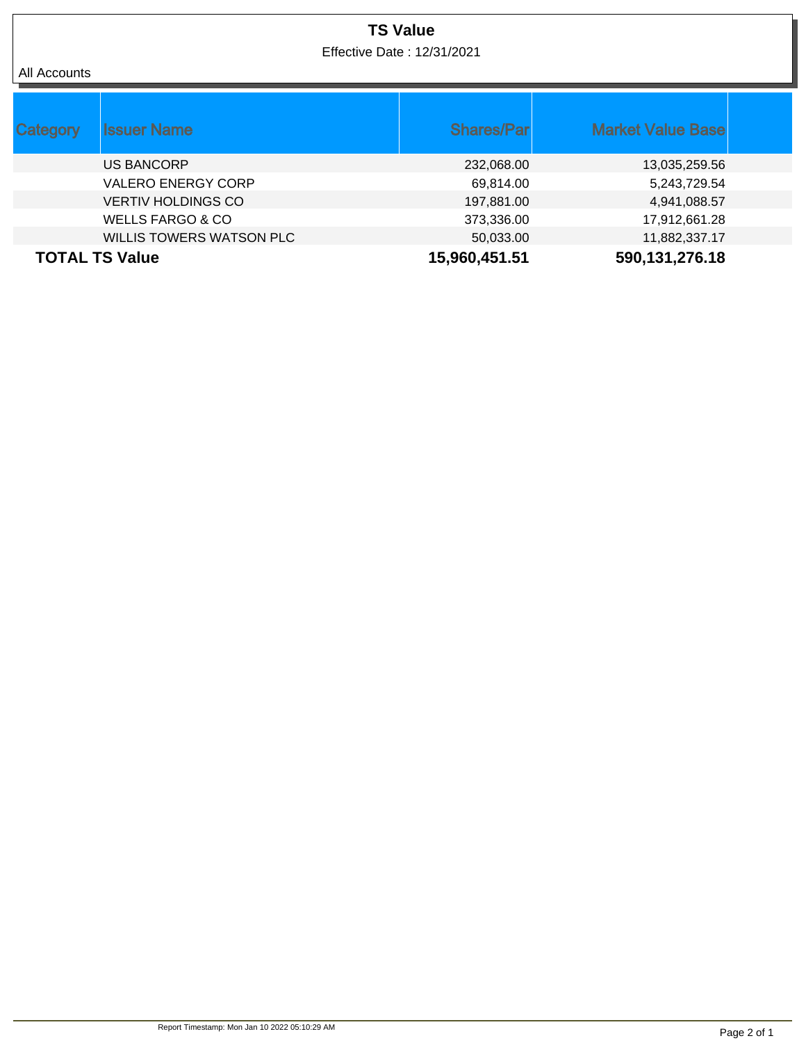# TS Value

Effective Date : 12/31/2021

All Accounts

| Category | Issuer Name | Shares/Par | Market Value Base |
|---|---|---|---|
| | US BANCORP | 232,068.00 | 13,035,259.56 |
| | VALERO ENERGY CORP | 69,814.00 | 5,243,729.54 |
| | VERTIV HOLDINGS CO | 197,881.00 | 4,941,088.57 |
| | WELLS FARGO & CO | 373,336.00 | 17,912,661.28 |
| | WILLIS TOWERS WATSON PLC | 50,033.00 | 11,882,337.17 |
| **TOTAL TS Value** | | **15,960,451.51** | **590,131,276.18** |

Report Timestamp: Mon Jan 10 2022 05:10:29 AM